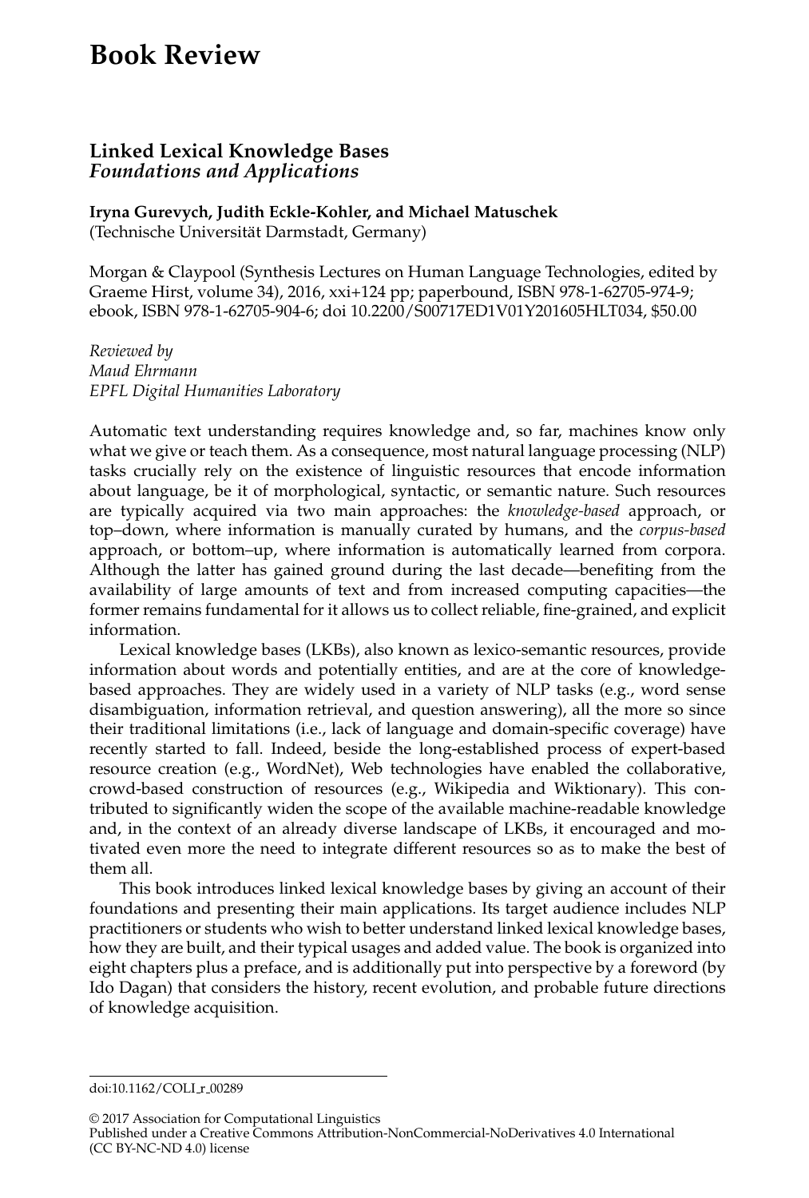# Book Review

## Linked Lexical Knowledge Bases
### *Foundations and Applications*

**Iryna Gurevych, Judith Eckle-Kohler, and Michael Matuschek**
(Technische Universität Darmstadt, Germany)

Morgan & Claypool (Synthesis Lectures on Human Language Technologies, edited by Graeme Hirst, volume 34), 2016, xxi+124 pp; paperbound, ISBN 978-1-62705-974-9; ebook, ISBN 978-1-62705-904-6; doi 10.2200/S00717ED1V01Y201605HLT034, $50.00

*Reviewed by*
*Maud Ehrmann*
*EPFL Digital Humanities Laboratory*

Automatic text understanding requires knowledge and, so far, machines know only what we give or teach them. As a consequence, most natural language processing (NLP) tasks crucially rely on the existence of linguistic resources that encode information about language, be it of morphological, syntactic, or semantic nature. Such resources are typically acquired via two main approaches: the *knowledge-based* approach, or top–down, where information is manually curated by humans, and the *corpus-based* approach, or bottom–up, where information is automatically learned from corpora. Although the latter has gained ground during the last decade—benefiting from the availability of large amounts of text and from increased computing capacities—the former remains fundamental for it allows us to collect reliable, fine-grained, and explicit information.

Lexical knowledge bases (LKBs), also known as lexico-semantic resources, provide information about words and potentially entities, and are at the core of knowledge-based approaches. They are widely used in a variety of NLP tasks (e.g., word sense disambiguation, information retrieval, and question answering), all the more so since their traditional limitations (i.e., lack of language and domain-specific coverage) have recently started to fall. Indeed, beside the long-established process of expert-based resource creation (e.g., WordNet), Web technologies have enabled the collaborative, crowd-based construction of resources (e.g., Wikipedia and Wiktionary). This contributed to significantly widen the scope of the available machine-readable knowledge and, in the context of an already diverse landscape of LKBs, it encouraged and motivated even more the need to integrate different resources so as to make the best of them all.

This book introduces linked lexical knowledge bases by giving an account of their foundations and presenting their main applications. Its target audience includes NLP practitioners or students who wish to better understand linked lexical knowledge bases, how they are built, and their typical usages and added value. The book is organized into eight chapters plus a preface, and is additionally put into perspective by a foreword (by Ido Dagan) that considers the history, recent evolution, and probable future directions of knowledge acquisition.

---

doi:10.1162/COLI_r_00289

© 2017 Association for Computational Linguistics
Published under a Creative Commons Attribution-NonCommercial-NoDerivatives 4.0 International (CC BY-NC-ND 4.0) license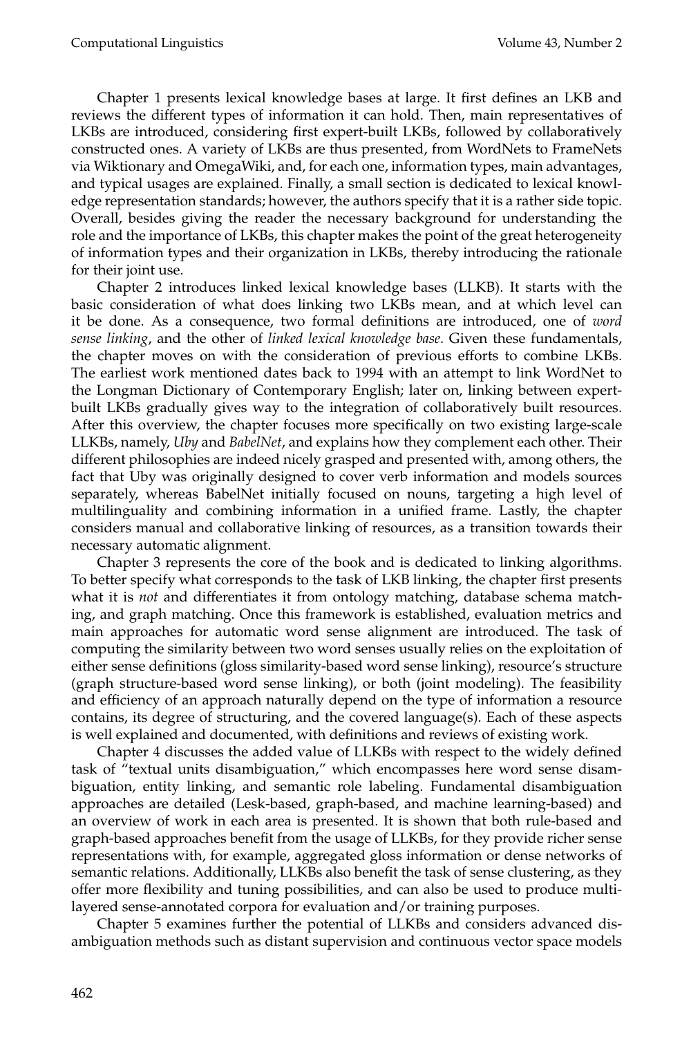Chapter 1 presents lexical knowledge bases at large. It first defines an LKB and reviews the different types of information it can hold. Then, main representatives of LKBs are introduced, considering first expert-built LKBs, followed by collaboratively constructed ones. A variety of LKBs are thus presented, from WordNets to FrameNets via Wiktionary and OmegaWiki, and, for each one, information types, main advantages, and typical usages are explained. Finally, a small section is dedicated to lexical knowledge representation standards; however, the authors specify that it is a rather side topic. Overall, besides giving the reader the necessary background for understanding the role and the importance of LKBs, this chapter makes the point of the great heterogeneity of information types and their organization in LKBs, thereby introducing the rationale for their joint use.

Chapter 2 introduces linked lexical knowledge bases (LLKB). It starts with the basic consideration of what does linking two LKBs mean, and at which level can it be done. As a consequence, two formal definitions are introduced, one of *word sense linking*, and the other of *linked lexical knowledge base*. Given these fundamentals, the chapter moves on with the consideration of previous efforts to combine LKBs. The earliest work mentioned dates back to 1994 with an attempt to link WordNet to the Longman Dictionary of Contemporary English; later on, linking between expert-built LKBs gradually gives way to the integration of collaboratively built resources. After this overview, the chapter focuses more specifically on two existing large-scale LLKBs, namely, *Uby* and *BabelNet*, and explains how they complement each other. Their different philosophies are indeed nicely grasped and presented with, among others, the fact that Uby was originally designed to cover verb information and models sources separately, whereas BabelNet initially focused on nouns, targeting a high level of multilinguality and combining information in a unified frame. Lastly, the chapter considers manual and collaborative linking of resources, as a transition towards their necessary automatic alignment.

Chapter 3 represents the core of the book and is dedicated to linking algorithms. To better specify what corresponds to the task of LKB linking, the chapter first presents what it is *not* and differentiates it from ontology matching, database schema matching, and graph matching. Once this framework is established, evaluation metrics and main approaches for automatic word sense alignment are introduced. The task of computing the similarity between two word senses usually relies on the exploitation of either sense definitions (gloss similarity-based word sense linking), resource's structure (graph structure-based word sense linking), or both (joint modeling). The feasibility and efficiency of an approach naturally depend on the type of information a resource contains, its degree of structuring, and the covered language(s). Each of these aspects is well explained and documented, with definitions and reviews of existing work.

Chapter 4 discusses the added value of LLKBs with respect to the widely defined task of "textual units disambiguation," which encompasses here word sense disambiguation, entity linking, and semantic role labeling. Fundamental disambiguation approaches are detailed (Lesk-based, graph-based, and machine learning-based) and an overview of work in each area is presented. It is shown that both rule-based and graph-based approaches benefit from the usage of LLKBs, for they provide richer sense representations with, for example, aggregated gloss information or dense networks of semantic relations. Additionally, LLKBs also benefit the task of sense clustering, as they offer more flexibility and tuning possibilities, and can also be used to produce multi-layered sense-annotated corpora for evaluation and/or training purposes.

Chapter 5 examines further the potential of LLKBs and considers advanced disambiguation methods such as distant supervision and continuous vector space models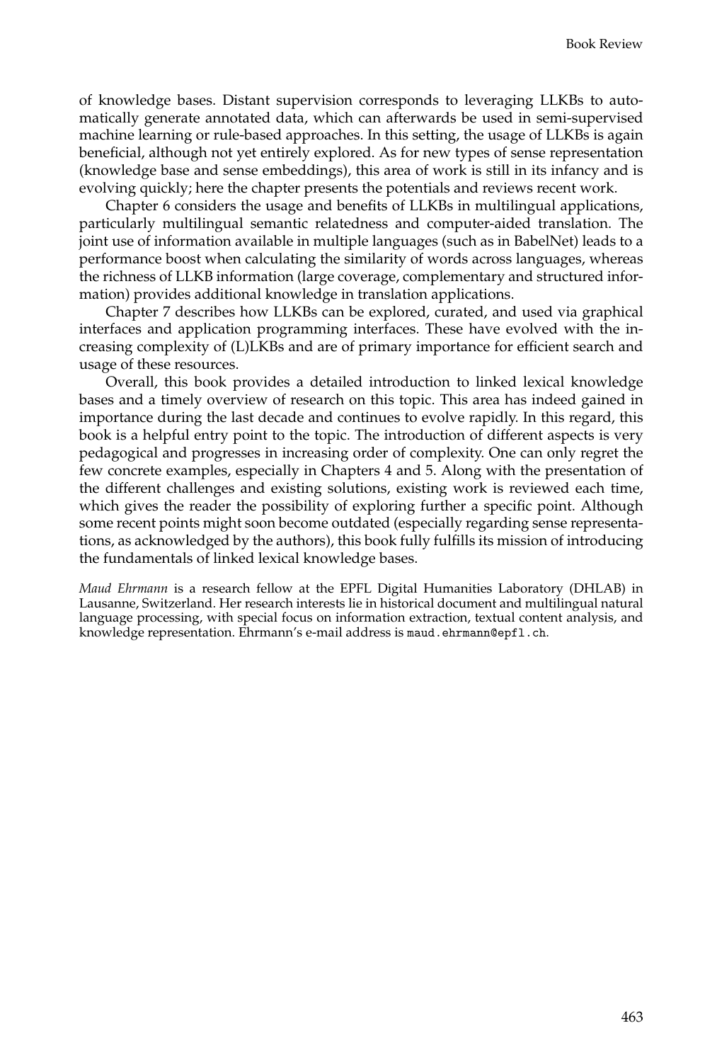of knowledge bases. Distant supervision corresponds to leveraging LLKBs to automatically generate annotated data, which can afterwards be used in semi-supervised machine learning or rule-based approaches. In this setting, the usage of LLKBs is again beneficial, although not yet entirely explored. As for new types of sense representation (knowledge base and sense embeddings), this area of work is still in its infancy and is evolving quickly; here the chapter presents the potentials and reviews recent work.

Chapter 6 considers the usage and benefits of LLKBs in multilingual applications, particularly multilingual semantic relatedness and computer-aided translation. The joint use of information available in multiple languages (such as in BabelNet) leads to a performance boost when calculating the similarity of words across languages, whereas the richness of LLKB information (large coverage, complementary and structured information) provides additional knowledge in translation applications.

Chapter 7 describes how LLKBs can be explored, curated, and used via graphical interfaces and application programming interfaces. These have evolved with the increasing complexity of (L)LKBs and are of primary importance for efficient search and usage of these resources.

Overall, this book provides a detailed introduction to linked lexical knowledge bases and a timely overview of research on this topic. This area has indeed gained in importance during the last decade and continues to evolve rapidly. In this regard, this book is a helpful entry point to the topic. The introduction of different aspects is very pedagogical and progresses in increasing order of complexity. One can only regret the few concrete examples, especially in Chapters 4 and 5. Along with the presentation of the different challenges and existing solutions, existing work is reviewed each time, which gives the reader the possibility of exploring further a specific point. Although some recent points might soon become outdated (especially regarding sense representations, as acknowledged by the authors), this book fully fulfills its mission of introducing the fundamentals of linked lexical knowledge bases.

*Maud Ehrmann* is a research fellow at the EPFL Digital Humanities Laboratory (DHLAB) in Lausanne, Switzerland. Her research interests lie in historical document and multilingual natural language processing, with special focus on information extraction, textual content analysis, and knowledge representation. Ehrmann's e-mail address is `maud.ehrmann@epfl.ch`.